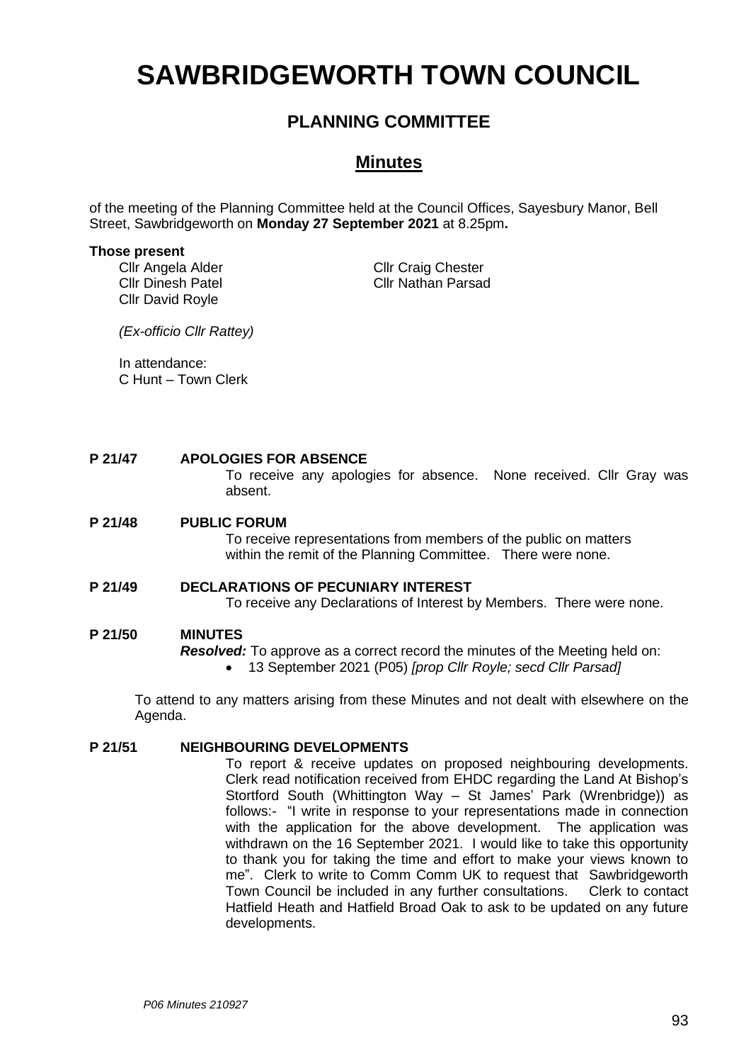# SAWBRIDGEWORTH TOWN COUNCIL

## PLANNING COMMITTEE

## Minutes

of the meeting of the Planning Committee held at the Council Offices, Sayesbury Manor, Bell Street, Sawbridgeworth on **Monday 27 September 2021** at 8.25pm**.**

**Those present**

Cllr Angela Alder
Cllr Craig Chester
Cllr Dinesh Patel
Cllr Nathan Parsad
Cllr David Royle

*(Ex-officio Cllr Rattey)*

In attendance:
C Hunt – Town Clerk

**P 21/47 APOLOGIES FOR ABSENCE**

To receive any apologies for absence. None received. Cllr Gray was absent.

**P 21/48 PUBLIC FORUM**

To receive representations from members of the public on matters within the remit of the Planning Committee. There were none.

**P 21/49 DECLARATIONS OF PECUNIARY INTEREST**

To receive any Declarations of Interest by Members. There were none.

**P 21/50 MINUTES**

***Resolved:*** To approve as a correct record the minutes of the Meeting held on:

- 13 September 2021 (P05) *[prop Cllr Royle; secd Cllr Parsad]*

To attend to any matters arising from these Minutes and not dealt with elsewhere on the Agenda.

**P 21/51 NEIGHBOURING DEVELOPMENTS**

To report & receive updates on proposed neighbouring developments. Clerk read notification received from EHDC regarding the Land At Bishop's Stortford South (Whittington Way – St James' Park (Wrenbridge)) as follows:- "I write in response to your representations made in connection with the application for the above development. The application was withdrawn on the 16 September 2021. I would like to take this opportunity to thank you for taking the time and effort to make your views known to me". Clerk to write to Comm Comm UK to request that Sawbridgeworth Town Council be included in any further consultations. Clerk to contact Hatfield Heath and Hatfield Broad Oak to ask to be updated on any future developments.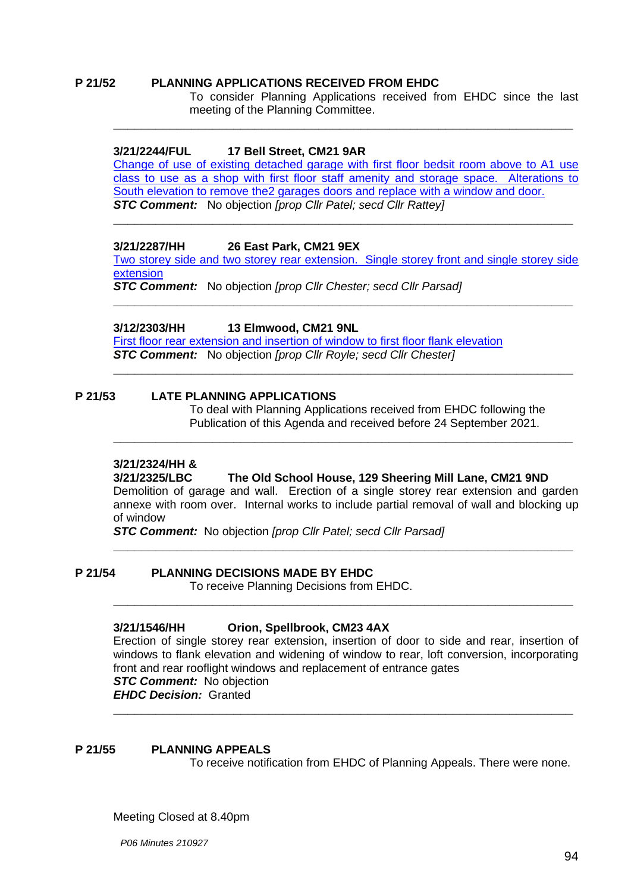**P 21/52 PLANNING APPLICATIONS RECEIVED FROM EHDC**

To consider Planning Applications received from EHDC since the last meeting of the Planning Committee.

---

**3/21/2244/FUL 17 Bell Street, CM21 9AR**

Change of use of existing detached garage with first floor bedsit room above to A1 use class to use as a shop with first floor staff amenity and storage space. Alterations to South elevation to remove the2 garages doors and replace with a window and door.

***STC Comment:*** No objection *[prop Cllr Patel; secd Cllr Rattey]*

---

**3/21/2287/HH 26 East Park, CM21 9EX**

Two storey side and two storey rear extension. Single storey front and single storey side extension

***STC Comment:*** No objection *[prop Cllr Chester; secd Cllr Parsad]*

---

**3/12/2303/HH 13 Elmwood, CM21 9NL**

First floor rear extension and insertion of window to first floor flank elevation

***STC Comment:*** No objection *[prop Cllr Royle; secd Cllr Chester]*

---

**P 21/53 LATE PLANNING APPLICATIONS**

To deal with Planning Applications received from EHDC following the Publication of this Agenda and received before 24 September 2021.

---

**3/21/2324/HH &**
**3/21/2325/LBC The Old School House, 129 Sheering Mill Lane, CM21 9ND**

Demolition of garage and wall. Erection of a single storey rear extension and garden annexe with room over. Internal works to include partial removal of wall and blocking up of window

***STC Comment:*** No objection *[prop Cllr Patel; secd Cllr Parsad]*

---

**P 21/54 PLANNING DECISIONS MADE BY EHDC**

To receive Planning Decisions from EHDC.

---

**3/21/1546/HH Orion, Spellbrook, CM23 4AX**

Erection of single storey rear extension, insertion of door to side and rear, insertion of windows to flank elevation and widening of window to rear, loft conversion, incorporating front and rear rooflight windows and replacement of entrance gates

***STC Comment:*** No objection

***EHDC Decision:*** Granted

---

**P 21/55 PLANNING APPEALS**

To receive notification from EHDC of Planning Appeals. There were none.

Meeting Closed at 8.40pm